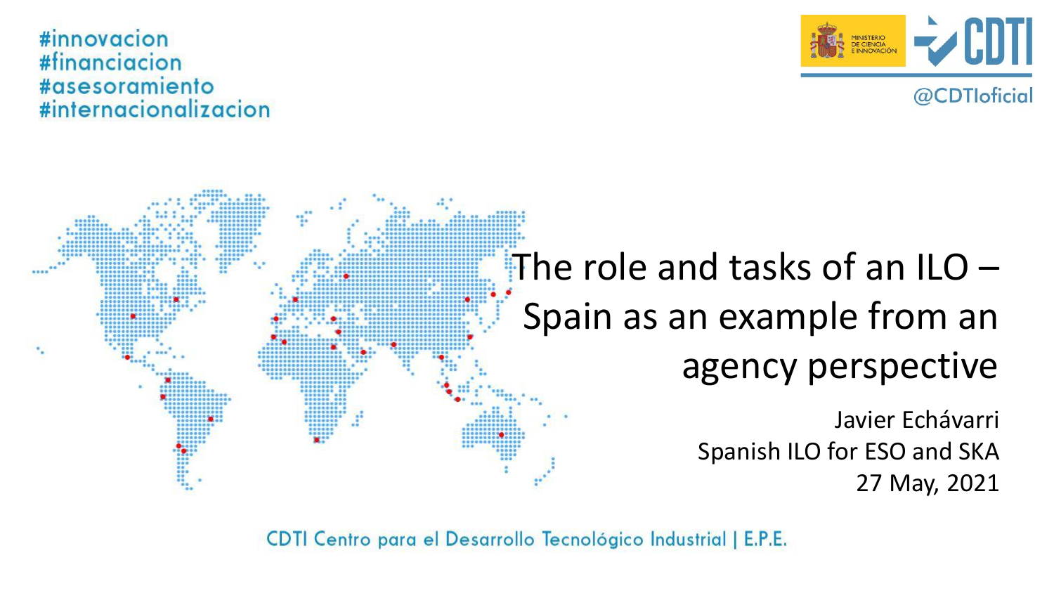#innovacion
#financiacion
#asesoramiento
#internacionalizacion

MINISTERIO DE CIENCIA E INNOVACIÓN

CDTI

@CDTIoficial

# The role and tasks of an ILO – Spain as an example from an agency perspective

Javier Echávarri
Spanish ILO for ESO and SKA
27 May, 2021

CDTI Centro para el Desarrollo Tecnológico Industrial | E.P.E.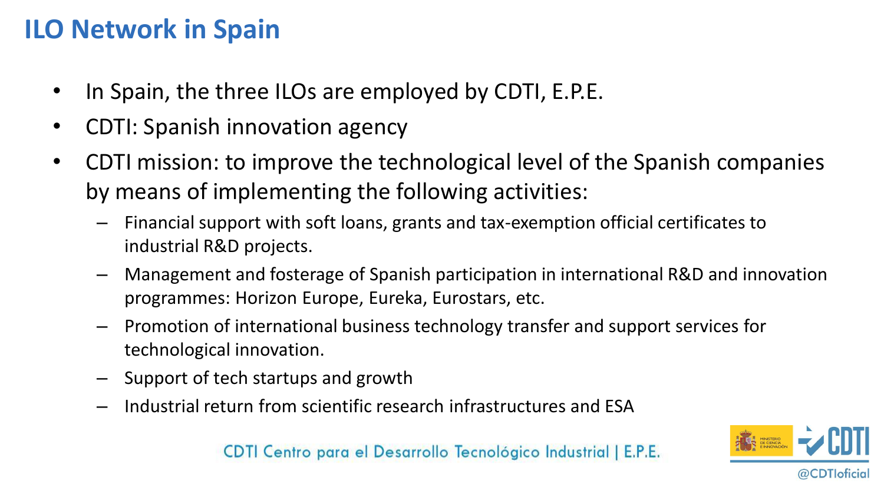# ILO Network in Spain

- In Spain, the three ILOs are employed by CDTI, E.P.E.
- CDTI: Spanish innovation agency
- CDTI mission: to improve the technological level of the Spanish companies by means of implementing the following activities:
  - Financial support with soft loans, grants and tax-exemption official certificates to industrial R&D projects.
  - Management and fosterage of Spanish participation in international R&D and innovation programmes: Horizon Europe, Eureka, Eurostars, etc.
  - Promotion of international business technology transfer and support services for technological innovation.
  - Support of tech startups and growth
  - Industrial return from scientific research infrastructures and ESA

CDTI Centro para el Desarrollo Tecnológico Industrial | E.P.E.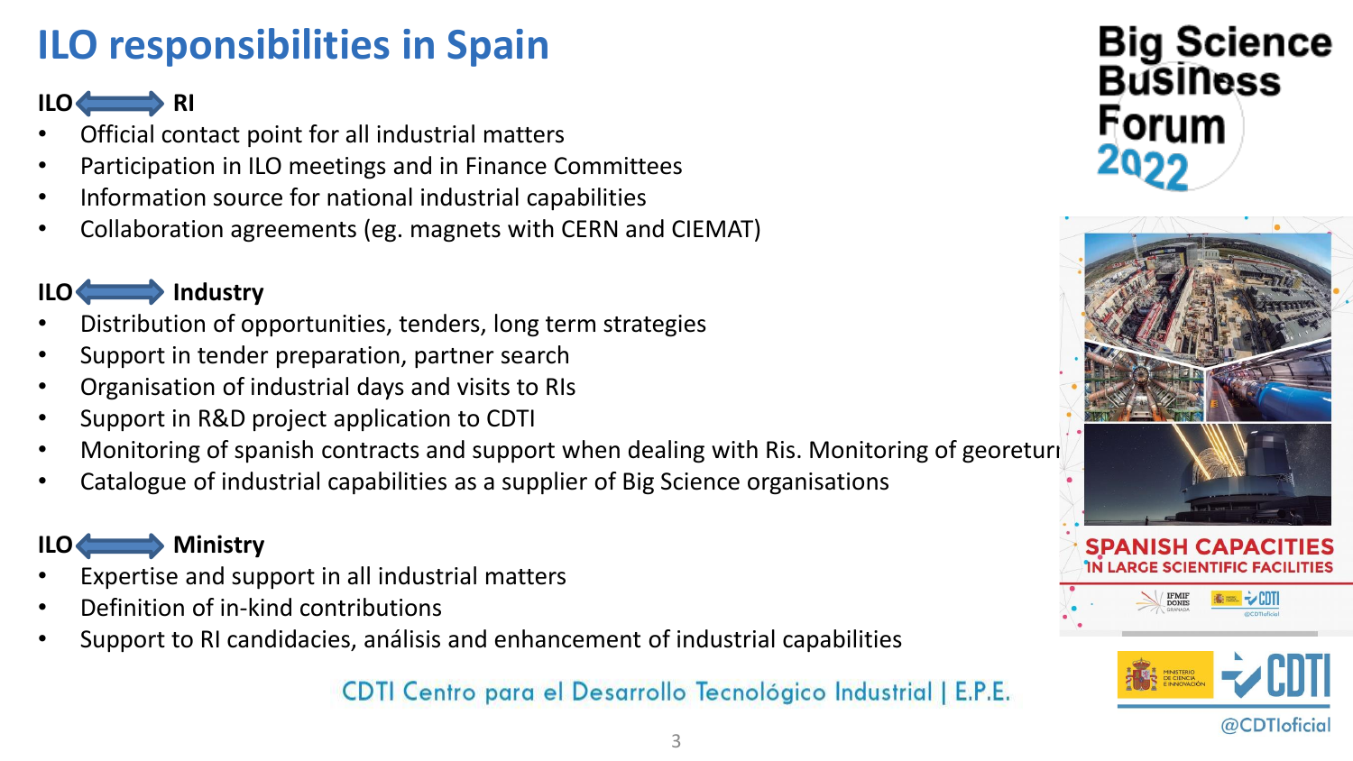# ILO responsibilities in Spain

**ILO ⟷ RI**

- Official contact point for all industrial matters
- Participation in ILO meetings and in Finance Committees
- Information source for national industrial capabilities
- Collaboration agreements (eg. magnets with CERN and CIEMAT)

**ILO ⟷ Industry**

- Distribution of opportunities, tenders, long term strategies
- Support in tender preparation, partner search
- Organisation of industrial days and visits to RIs
- Support in R&D project application to CDTI
- Monitoring of spanish contracts and support when dealing with Ris. Monitoring of georetur
- Catalogue of industrial capabilities as a supplier of Big Science organisations

**ILO ⟷ Ministry**

- Expertise and support in all industrial matters
- Definition of in-kind contributions
- Support to RI candidacies, análisis and enhancement of industrial capabilities

Big Science Business Forum 2022

SPANISH CAPACITIES IN LARGE SCIENTIFIC FACILITIES

CDTI Centro para el Desarrollo Tecnológico Industrial | E.P.E.

@CDTIoficial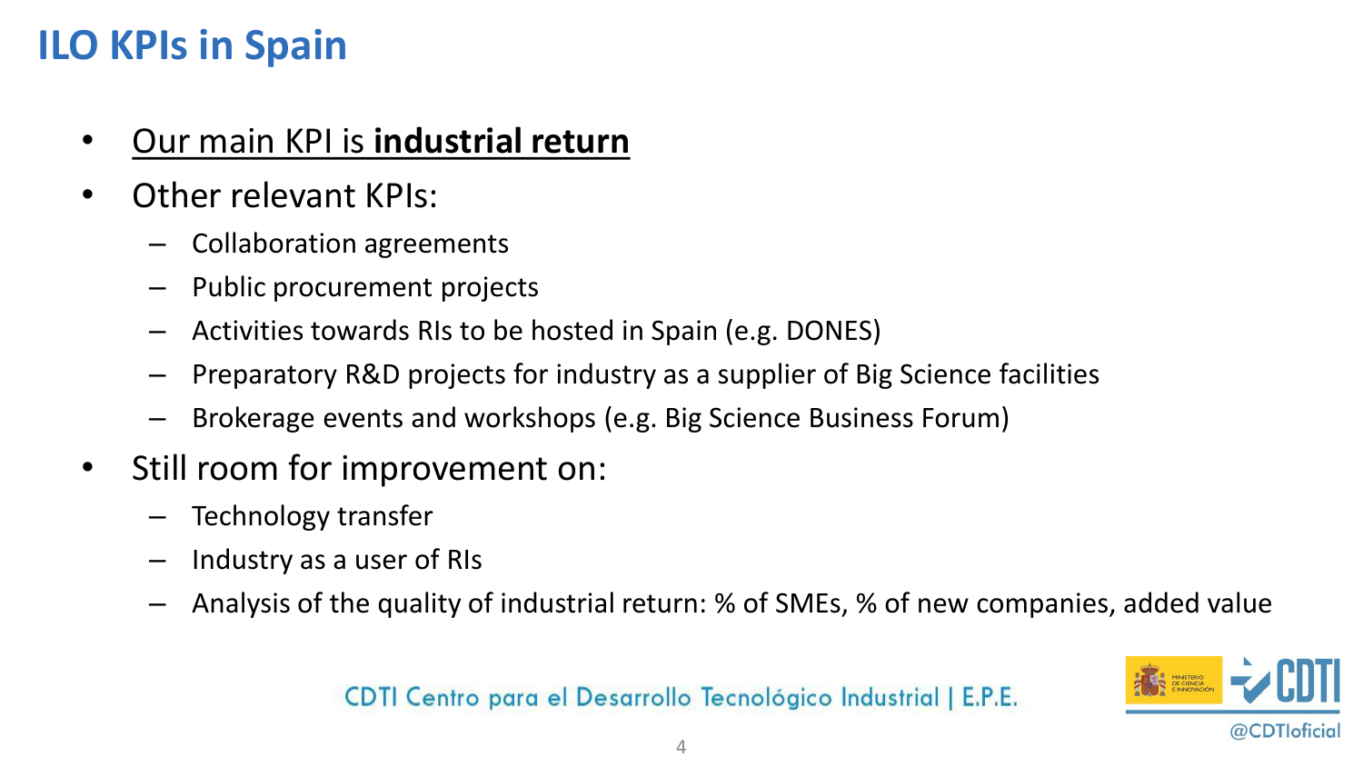# ILO KPIs in Spain

- Our main KPI is **industrial return**
- Other relevant KPIs:
  - Collaboration agreements
  - Public procurement projects
  - Activities towards RIs to be hosted in Spain (e.g. DONES)
  - Preparatory R&D projects for industry as a supplier of Big Science facilities
  - Brokerage events and workshops (e.g. Big Science Business Forum)
- Still room for improvement on:
  - Technology transfer
  - Industry as a user of RIs
  - Analysis of the quality of industrial return: % of SMEs, % of new companies, added value

CDTI Centro para el Desarrollo Tecnológico Industrial | E.P.E.

@CDTIoficial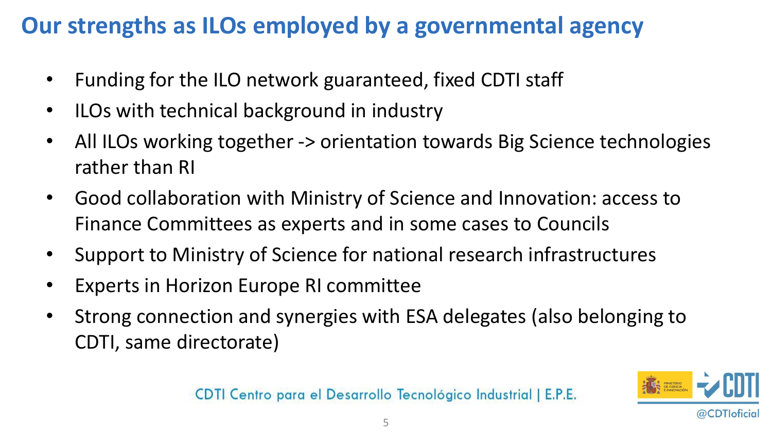# Our strengths as ILOs employed by a governmental agency

- Funding for the ILO network guaranteed, fixed CDTI staff
- ILOs with technical background in industry
- All ILOs working together -> orientation towards Big Science technologies rather than RI
- Good collaboration with Ministry of Science and Innovation: access to Finance Committees as experts and in some cases to Councils
- Support to Ministry of Science for national research infrastructures
- Experts in Horizon Europe RI committee
- Strong connection and synergies with ESA delegates (also belonging to CDTI, same directorate)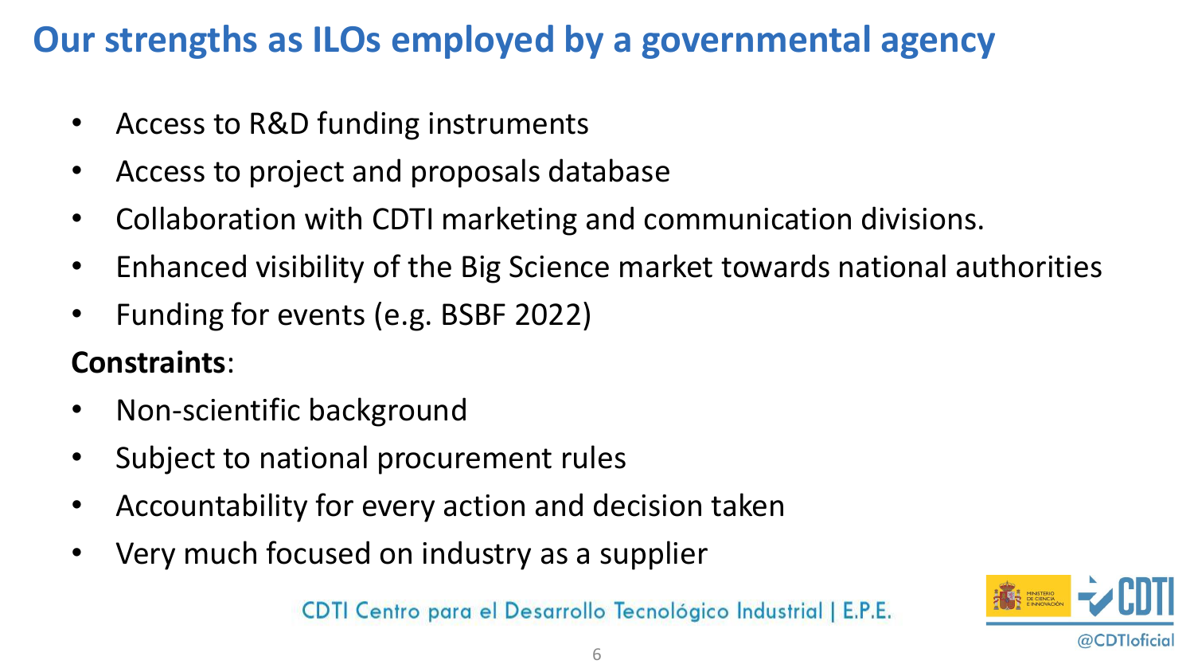# Our strengths as ILOs employed by a governmental agency

- Access to R&D funding instruments
- Access to project and proposals database
- Collaboration with CDTI marketing and communication divisions.
- Enhanced visibility of the Big Science market towards national authorities
- Funding for events (e.g. BSBF 2022)

**Constraints**:

- Non-scientific background
- Subject to national procurement rules
- Accountability for every action and decision taken
- Very much focused on industry as a supplier

CDTI Centro para el Desarrollo Tecnológico Industrial | E.P.E.

@CDTIoficial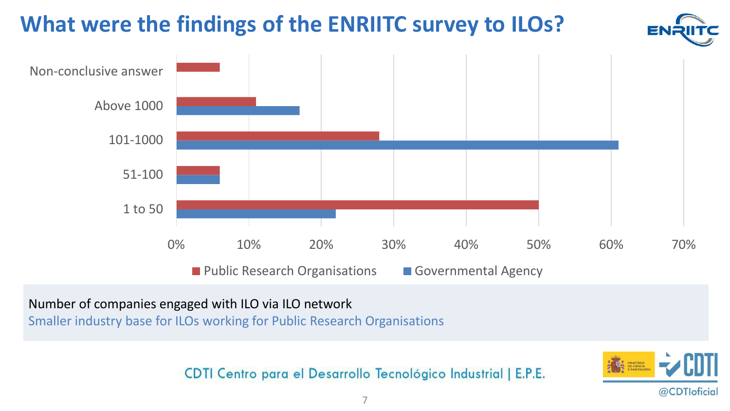# What were the findings of the ENRIITC survey to ILOs?

| | Public Research Organisations | Governmental Agency |
|---|---|---|
| Non-conclusive answer | 6% | |
| Above 1000 | 11% | 17% |
| 101-1000 | 28% | 61% |
| 51-100 | 6% | 6% |
| 1 to 50 | 50% | 22% |

Number of companies engaged with ILO via ILO network

Smaller industry base for ILOs working for Public Research Organisations

CDTI Centro para el Desarrollo Tecnológico Industrial | E.P.E.

@CDTIoficial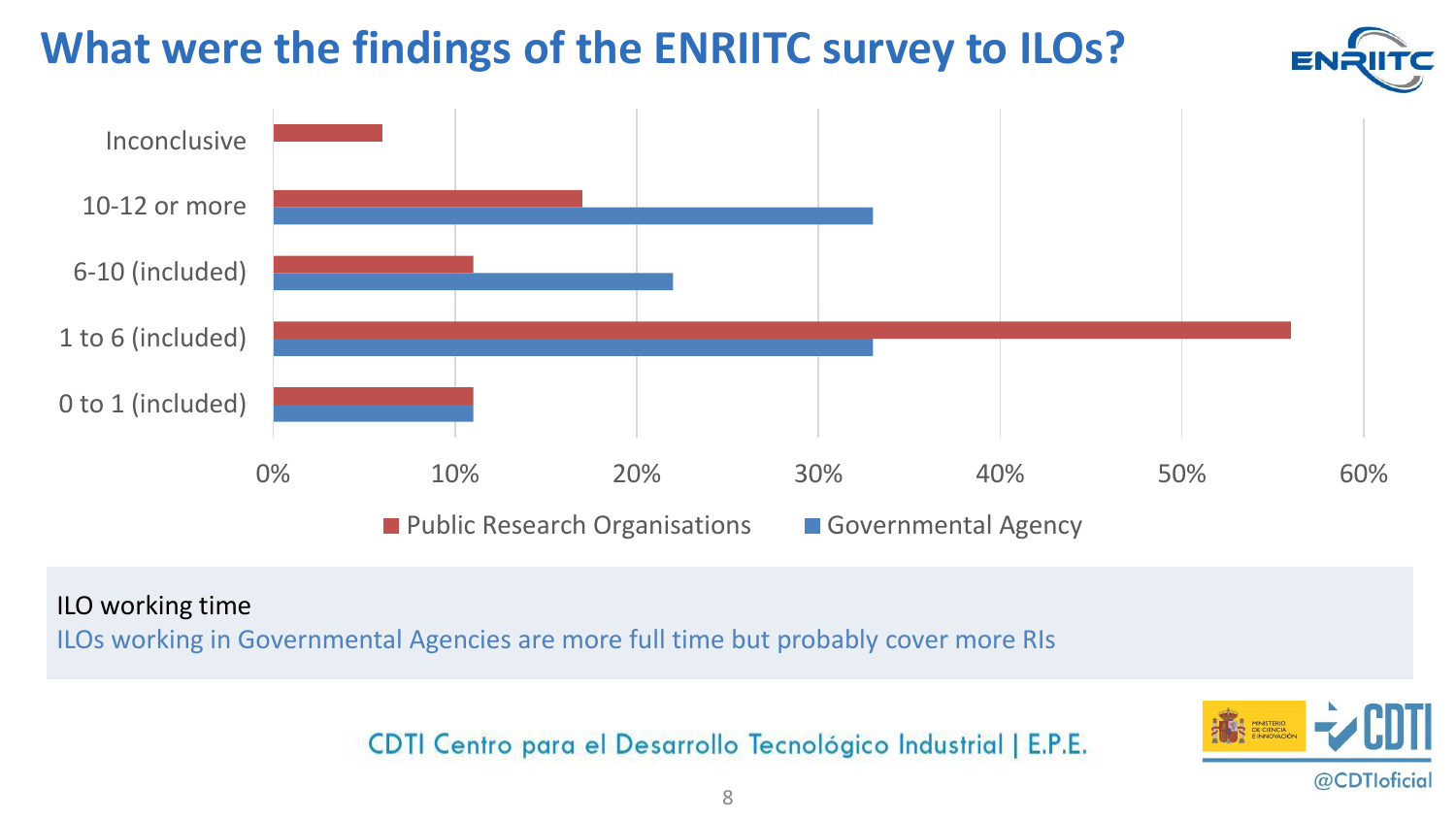# What were the findings of the ENRIITC survey to ILOs?

| | Public Research Organisations | Governmental Agency |
|---|---|---|
| Inconclusive | 6% | |
| 10-12 or more | 17% | 33% |
| 6-10 (included) | 11% | 22% |
| 1 to 6 (included) | 56% | 33% |
| 0 to 1 (included) | 11% | 11% |

ILO working time

ILOs working in Governmental Agencies are more full time but probably cover more RIs

CDTI Centro para el Desarrollo Tecnológico Industrial | E.P.E.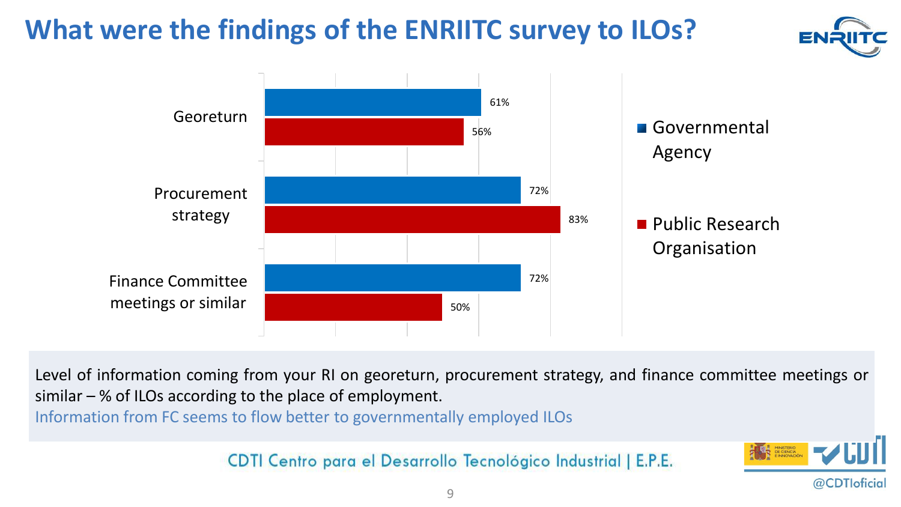# What were the findings of the ENRIITC survey to ILOs?

| | Governmental Agency | Public Research Organisation |
|---|---|---|
| Georeturn | 61% | 56% |
| Procurement strategy | 72% | 83% |
| Finance Committee meetings or similar | 72% | 50% |

Level of information coming from your RI on georeturn, procurement strategy, and finance committee meetings or similar – % of ILOs according to the place of employment.

Information from FC seems to flow better to governmentally employed ILOs

CDTI Centro para el Desarrollo Tecnológico Industrial | E.P.E.

@CDTIoficial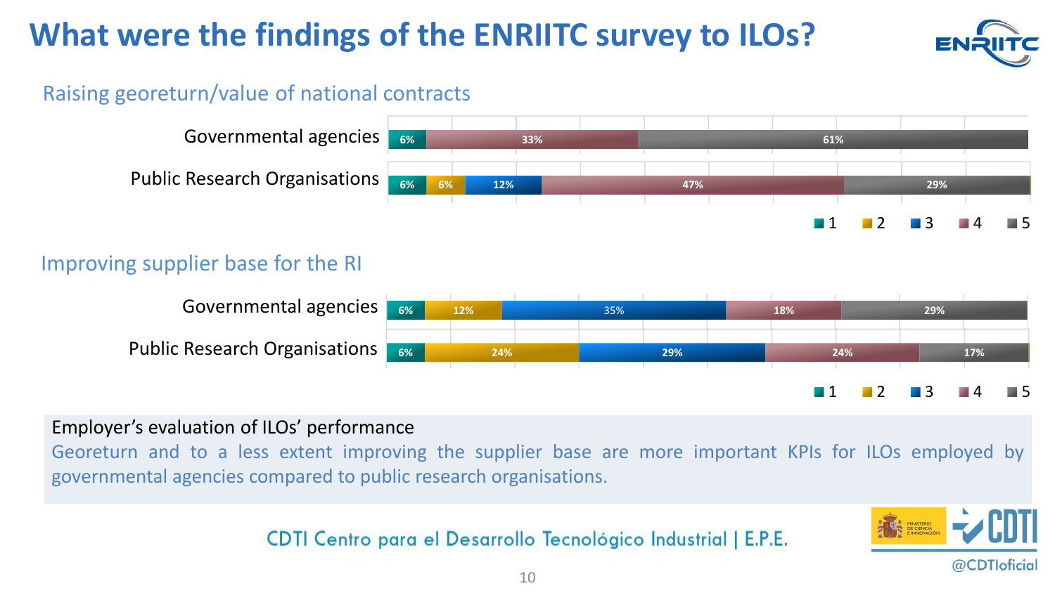# What were the findings of the ENRIITC survey to ILOs?

## Raising georeturn/value of national contracts

| | 1 | 2 | 3 | 4 | 5 |
|---|---|---|---|---|---|
| Governmental agencies | 6% | | | 33% | 61% |
| Public Research Organisations | 6% | 6% | 12% | 47% | 29% |

## Improving supplier base for the RI

| | 1 | 2 | 3 | 4 | 5 |
|---|---|---|---|---|---|
| Governmental agencies | 6% | 12% | 35% | 18% | 29% |
| Public Research Organisations | 6% | 24% | 29% | 24% | 17% |

Employer's evaluation of ILOs' performance

Georeturn and to a less extent improving the supplier base are more important KPIs for ILOs employed by governmental agencies compared to public research organisations.

CDTI Centro para el Desarrollo Tecnológico Industrial | E.P.E.

@CDTIoficial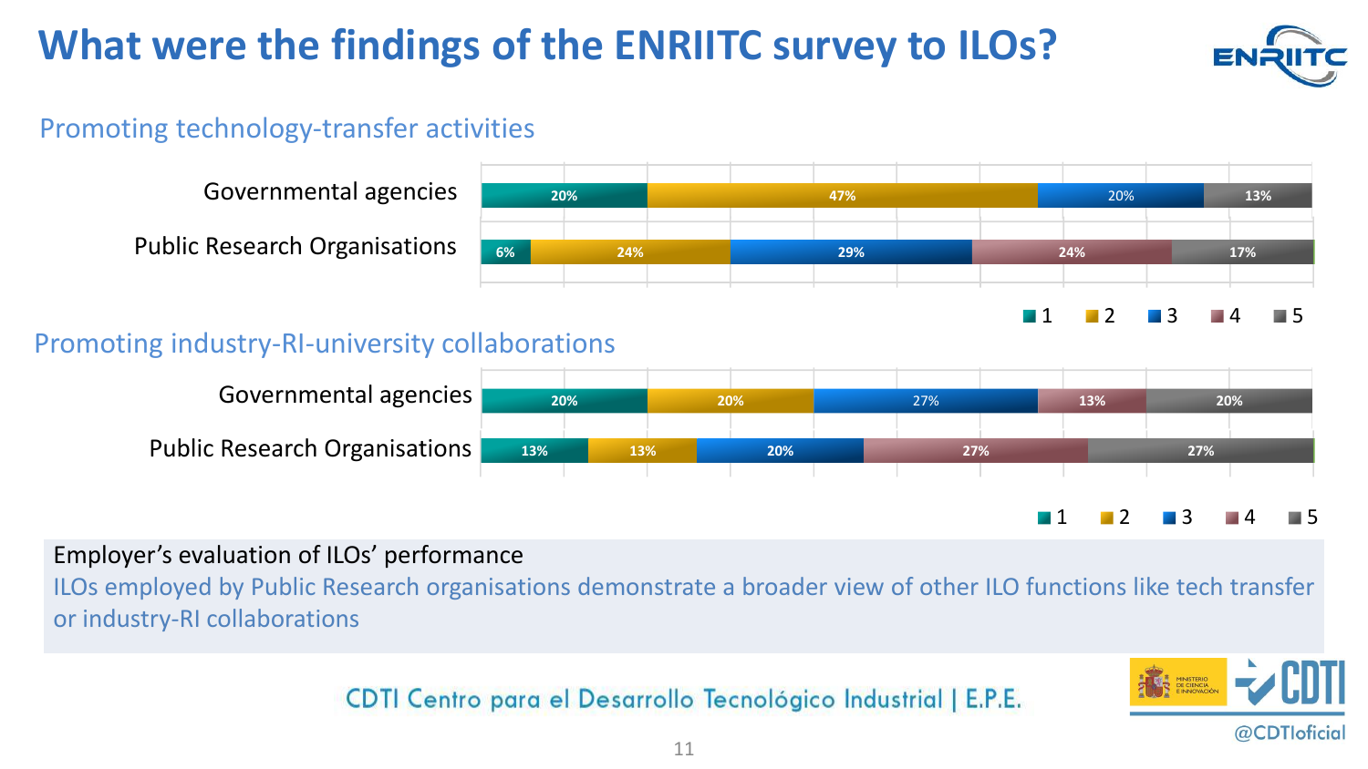# What were the findings of the ENRIITC survey to ILOs?

## Promoting technology-transfer activities

| | 1 | 2 | 3 | 4 | 5 |
|---|---|---|---|---|---|
| Governmental agencies | 20% | 47% | 20% | | 13% |
| Public Research Organisations | 6% | 24% | 29% | 24% | 17% |

## Promoting industry-RI-university collaborations

| | 1 | 2 | 3 | 4 | 5 |
|---|---|---|---|---|---|
| Governmental agencies | 20% | 20% | 27% | 13% | 20% |
| Public Research Organisations | 13% | 13% | 20% | 27% | 27% |

Employer's evaluation of ILOs' performance

ILOs employed by Public Research organisations demonstrate a broader view of other ILO functions like tech transfer or industry-RI collaborations

CDTI Centro para el Desarrollo Tecnológico Industrial | E.P.E.

@CDTIoficial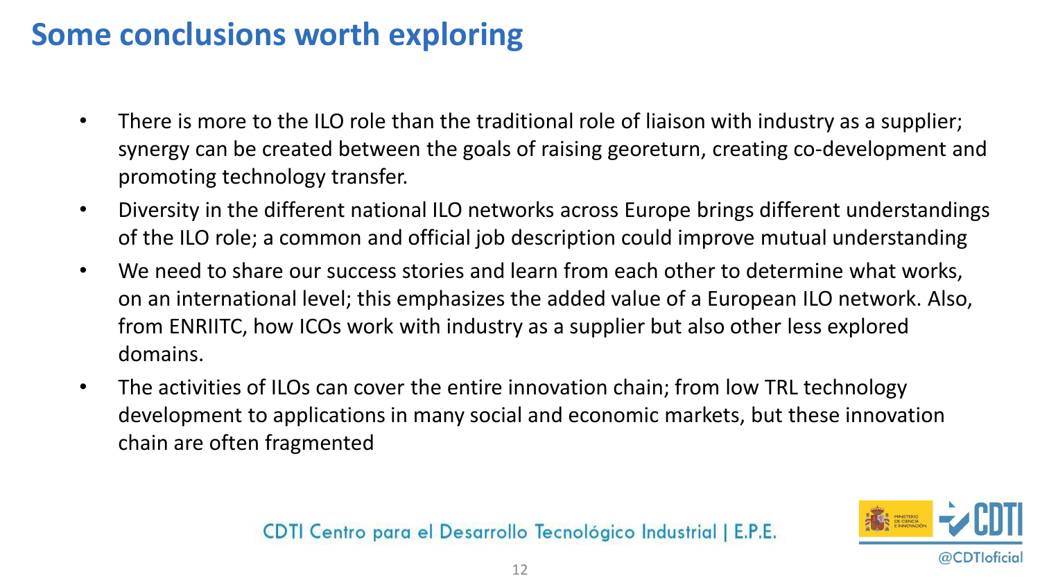# Some conclusions worth exploring

- There is more to the ILO role than the traditional role of liaison with industry as a supplier; synergy can be created between the goals of raising georeturn, creating co-development and promoting technology transfer.
- Diversity in the different national ILO networks across Europe brings different understandings of the ILO role; a common and official job description could improve mutual understanding
- We need to share our success stories and learn from each other to determine what works, on an international level; this emphasizes the added value of a European ILO network. Also, from ENRIITC, how ICOs work with industry as a supplier but also other less explored domains.
- The activities of ILOs can cover the entire innovation chain; from low TRL technology development to applications in many social and economic markets, but these innovation chain are often fragmented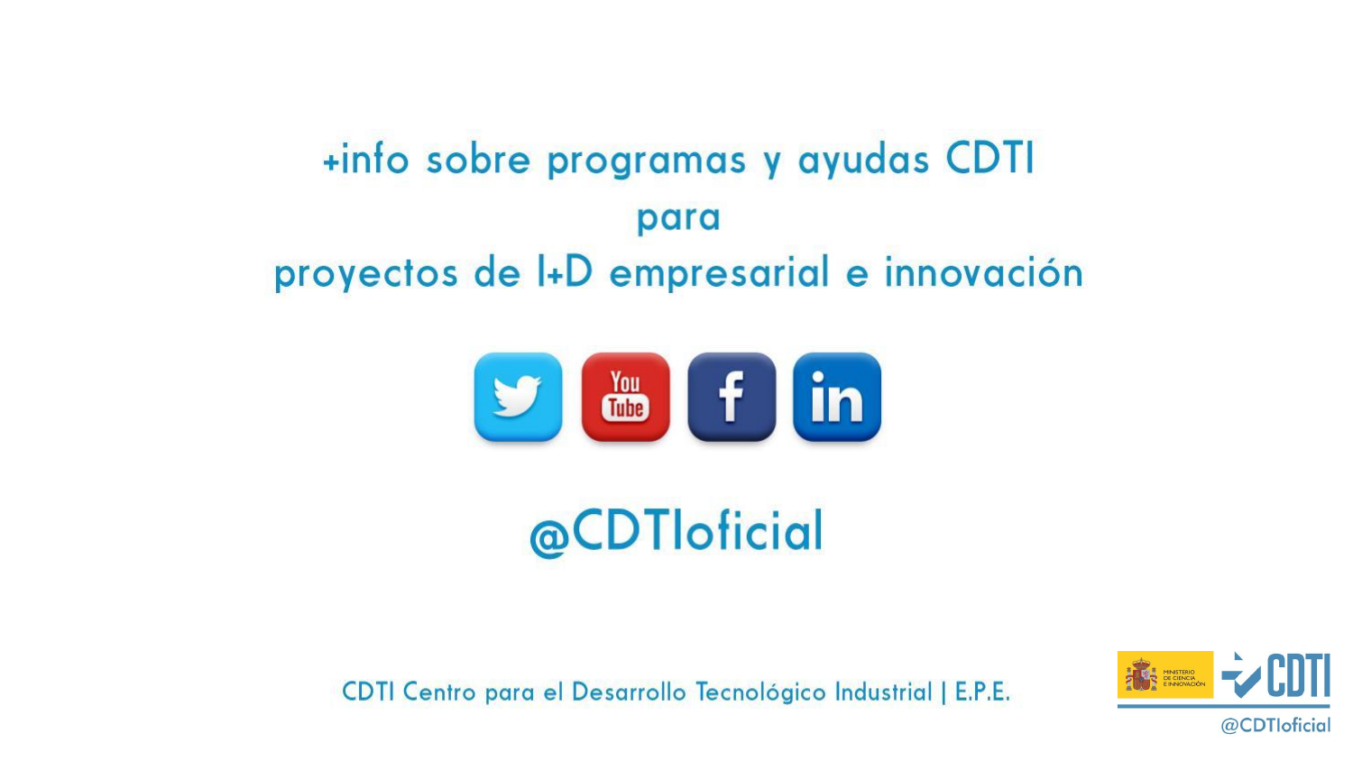+info sobre programas y ayudas CDTI

para

proyectos de I+D empresarial e innovación

@CDTIoficial

CDTI Centro para el Desarrollo Tecnológico Industrial | E.P.E.

MINISTERIO DE CIENCIA E INNOVACIÓN

CDTI

@CDTIoficial